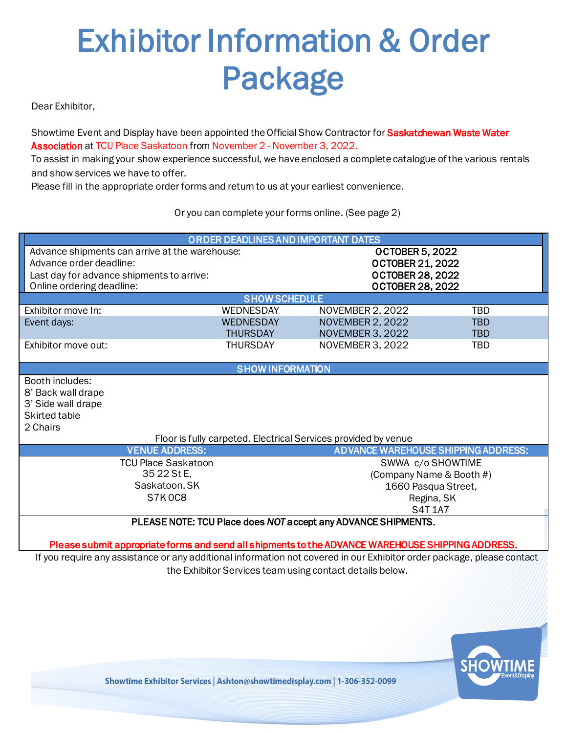# Exhibitor Information & Order Package

Dear Exhibitor,

Showtime Event and Display have been appointed the Official Show Contractor for **Saskatchewan Waste Water Association** at TCU Place Saskatoon from November 2 - November 3, 2022.
To assist in making your show experience successful, we have enclosed a complete catalogue of the various rentals and show services we have to offer.
Please fill in the appropriate order forms and return to us at your earliest convenience.

Or you can complete your forms online. (See page 2)

| ORDER DEADLINES AND IMPORTANT DATES | |
|---|---|
| Advance shipments can arrive at the warehouse: | **OCTOBER 5, 2022** |
| Advance order deadline: | **OCTOBER 21, 2022** |
| Last day for advance shipments to arrive: | **OCTOBER 28, 2022** |
| Online ordering deadline: | **OCTOBER 28, 2022** |

| SHOW SCHEDULE | | | |
|---|---|---|---|
| Exhibitor move In: | WEDNESDAY | NOVEMBER 2, 2022 | TBD |
| Event days: | WEDNESDAY | NOVEMBER 2, 2022 | TBD |
| | THURSDAY | NOVEMBER 3, 2022 | TBD |
| Exhibitor move out: | THURSDAY | NOVEMBER 3, 2022 | TBD |

**SHOW INFORMATION**

Booth includes:
8' Back wall drape
3' Side wall drape
Skirted table
2 Chairs

Floor is fully carpeted. Electrical Services provided by venue

| VENUE ADDRESS: | ADVANCE WAREHOUSE SHIPPING ADDRESS: |
|---|---|
| TCU Place Saskatoon<br>35 22 St E,<br>Saskatoon, SK<br>S7K 0C8 | SWWA c/o SHOWTIME<br>(Company Name & Booth #)<br>1660 Pasqua Street,<br>Regina, SK<br>S4T 1A7 |

**PLEASE NOTE: TCU Place does *NOT* accept any ADVANCE SHIPMENTS.**

**Please submit appropriate forms and send all shipments to the ADVANCE WAREHOUSE SHIPPING ADDRESS.**

If you require any assistance or any additional information not covered in our Exhibitor order package, please contact the Exhibitor Services team using contact details below.

**Showtime Exhibitor Services | Ashton@showtimedisplay.com | 1-306-352-0099**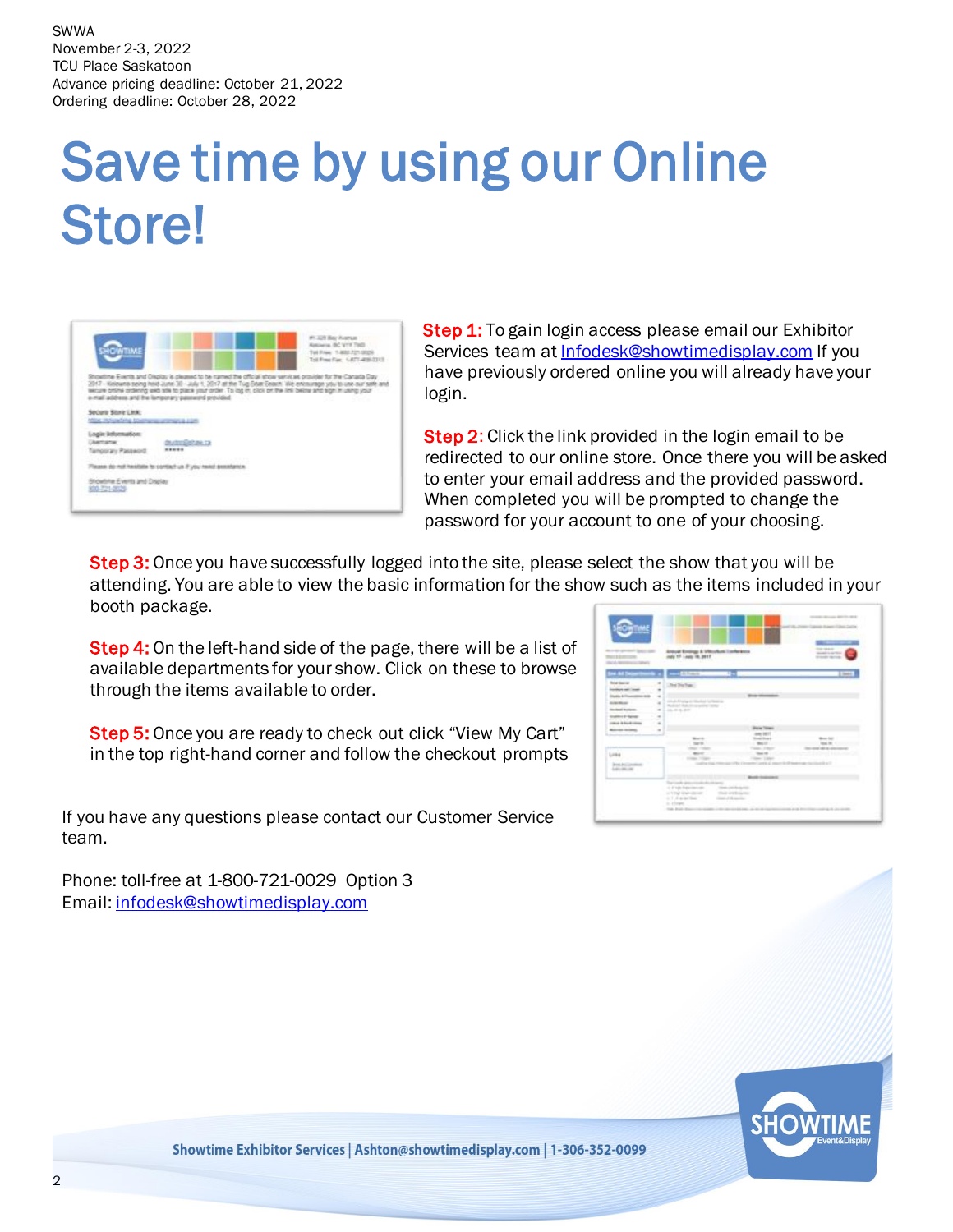SWWA
November 2-3, 2022
TCU Place Saskatoon
Advance pricing deadline: October 21, 2022
Ordering deadline: October 28, 2022

# Save time by using our Online Store!

**Step 1:** To gain login access please email our Exhibitor Services team at Infodesk@showtimedisplay.com If you have previously ordered online you will already have your login.

**Step 2**: Click the link provided in the login email to be redirected to our online store. Once there you will be asked to enter your email address and the provided password. When completed you will be prompted to change the password for your account to one of your choosing.

**Step 3:** Once you have successfully logged into the site, please select the show that you will be attending. You are able to view the basic information for the show such as the items included in your booth package.

**Step 4:** On the left-hand side of the page, there will be a list of available departments for your show. Click on these to browse through the items available to order.

**Step 5:** Once you are ready to check out click "View My Cart" in the top right-hand corner and follow the checkout prompts

If you have any questions please contact our Customer Service team.

Phone: toll-free at 1-800-721-0029 Option 3
Email: infodesk@showtimedisplay.com

Showtime Exhibitor Services | Ashton@showtimedisplay.com | 1-306-352-0099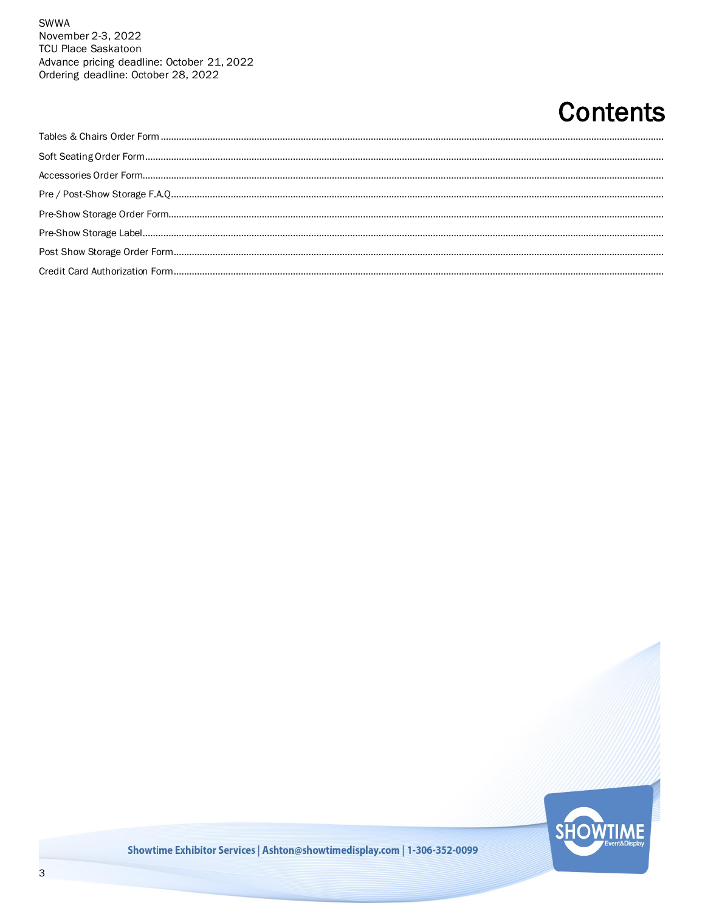SWWA
November 2-3, 2022
TCU Place Saskatoon
Advance pricing deadline: October 21, 2022
Ordering deadline: October 28, 2022

# Contents

- Tables & Chairs Order Form
- Soft Seating Order Form
- Accessories Order Form
- Pre / Post-Show Storage F.A.Q
- Pre-Show Storage Order Form
- Pre-Show Storage Label
- Post Show Storage Order Form
- Credit Card Authorization Form

Showtime Exhibitor Services | Ashton@showtimedisplay.com | 1-306-352-0099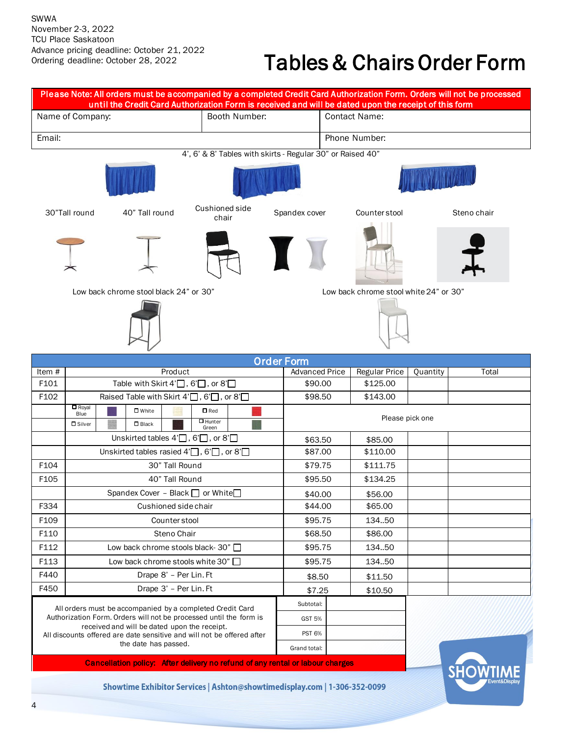SWWA
November 2-3, 2022
TCU Place Saskatoon
Advance pricing deadline: October 21, 2022
Ordering deadline: October 28, 2022

# Tables & Chairs Order Form

**Please Note: All orders must be accompanied by a completed Credit Card Authorization Form. Orders will not be processed until the Credit Card Authorization Form is received and will be dated upon the receipt of this form**

| Name of Company: | Booth Number: | Contact Name: |
|---|---|---|
| Email: | | Phone Number: |

4', 6' & 8' Tables with skirts - Regular 30" or Raised 40"

30"Tall round | 40" Tall round | Cushioned side chair | Spandex cover | Counter stool | Steno chair

Low back chrome stool black 24" or 30" | Low back chrome stool white 24" or 30"

## Order Form

| Item # | Product | Advanced Price | Regular Price | Quantity | Total |
|---|---|---|---|---|---|
| F101 | Table with Skirt 4'☐, 6'☐, or 8'☐ | $90.00 | $125.00 | | |
| F102 | Raised Table with Skirt 4'☐, 6'☐, or 8'☐ | $98.50 | $143.00 | | |
| | ☐ Royal Blue ☐ White ☐ Red ☐ Silver ☐ Black ☐ Hunter Green | Please pick one | | | |
| | Unskirted tables 4'☐, 6'☐, or 8'☐ | $63.50 | $85.00 | | |
| | Unskirted tables rasied 4'☐, 6'☐, or 8'☐ | $87.00 | $110.00 | | |
| F104 | 30" Tall Round | $79.75 | $111.75 | | |
| F105 | 40" Tall Round | $95.50 | $134.25 | | |
| | Spandex Cover – Black ☐ or White☐ | $40.00 | $56.00 | | |
| F334 | Cushioned side chair | $44.00 | $65.00 | | |
| F109 | Counter stool | $95.75 | 134..50 | | |
| F110 | Steno Chair | $68.50 | $86.00 | | |
| F112 | Low back chrome stools black- 30" ☐ | $95.75 | 134..50 | | |
| F113 | Low back chrome stools white 30" ☐ | $95.75 | 134..50 | | |
| F440 | Drape 8' – Per Lin. Ft | $8.50 | $11.50 | | |
| F450 | Drape 3' – Per Lin. Ft | $7.25 | $10.50 | | |

All orders must be accompanied by a completed Credit Card Authorization Form. Orders will not be processed until the form is received and will be dated upon the receipt.
All discounts offered are date sensitive and will not be offered after the date has passed.

| | |
|---|---|
| Subtotal: | |
| GST 5% | |
| PST 6% | |
| Grand total: | |

**Cancellation policy: After delivery no refund of any rental or labour charges**

Showtime Exhibitor Services | Ashton@showtimedisplay.com | 1-306-352-0099

SHOWTIME Event&Display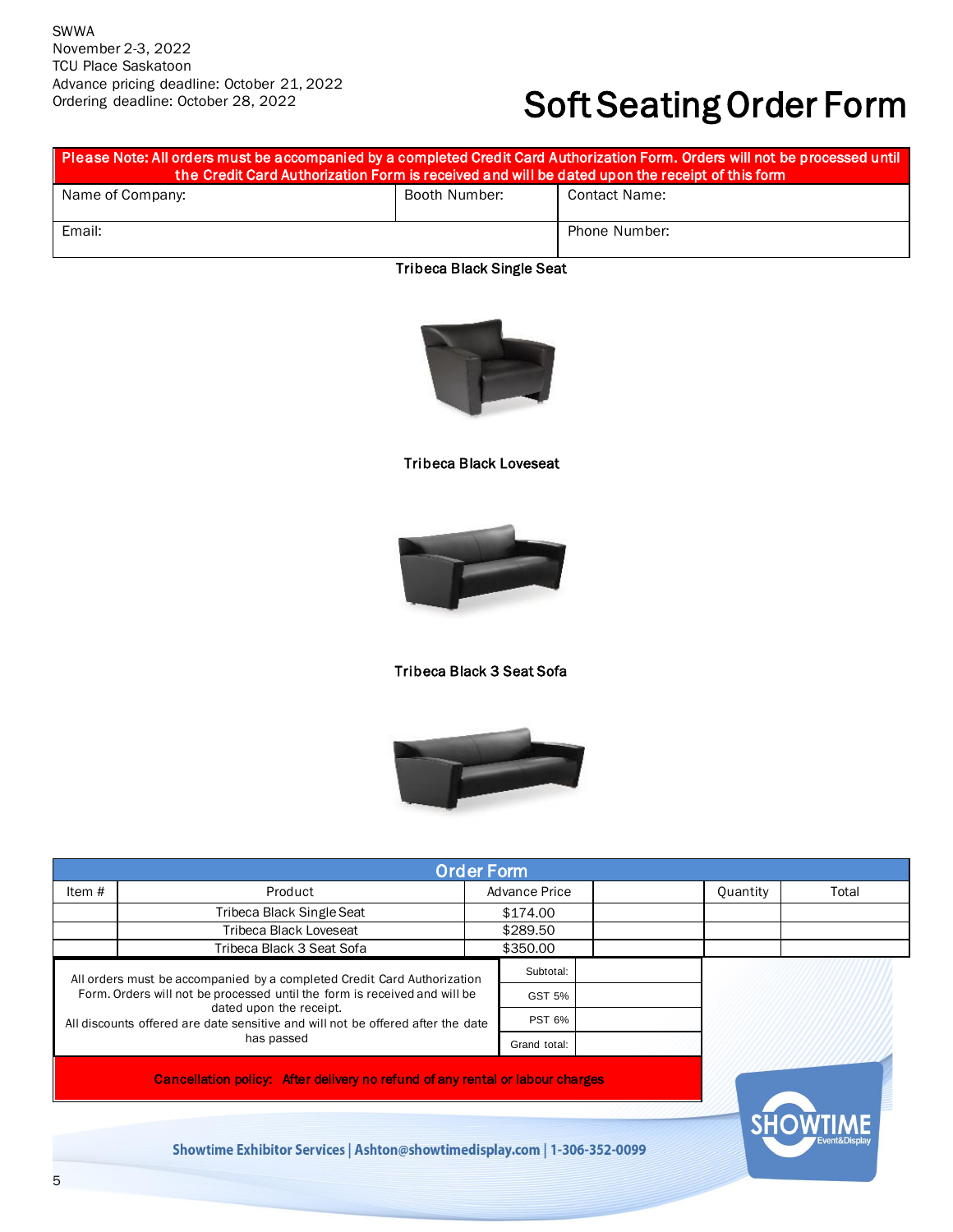SWWA
November 2-3, 2022
TCU Place Saskatoon
Advance pricing deadline: October 21, 2022
Ordering deadline: October 28, 2022

# Soft Seating Order Form

| Please Note: All orders must be accompanied by a completed Credit Card Authorization Form. Orders will not be processed until the Credit Card Authorization Form is received and will be dated upon the receipt of this form | | |
|---|---|---|
| Name of Company: | Booth Number: | Contact Name: |
| Email: | | Phone Number: |

**Tribeca Black Single Seat**

**Tribeca Black Loveseat**

**Tribeca Black 3 Seat Sofa**

## Order Form

| Item # | Product | Advance Price | | Quantity | Total |
|---|---|---|---|---|---|
| | Tribeca Black Single Seat | $174.00 | | | |
| | Tribeca Black Loveseat | $289.50 | | | |
| | Tribeca Black 3 Seat Sofa | $350.00 | | | |

| | | |
|---|---|---|
| All orders must be accompanied by a completed Credit Card Authorization Form. Orders will not be processed until the form is received and will be dated upon the receipt. All discounts offered are date sensitive and will not be offered after the date has passed | Subtotal: | |
| | GST 5% | |
| | PST 6% | |
| | Grand total: | |

**Cancellation policy: After delivery no refund of any rental or labour charges**

Showtime Exhibitor Services | Ashton@showtimedisplay.com | 1-306-352-0099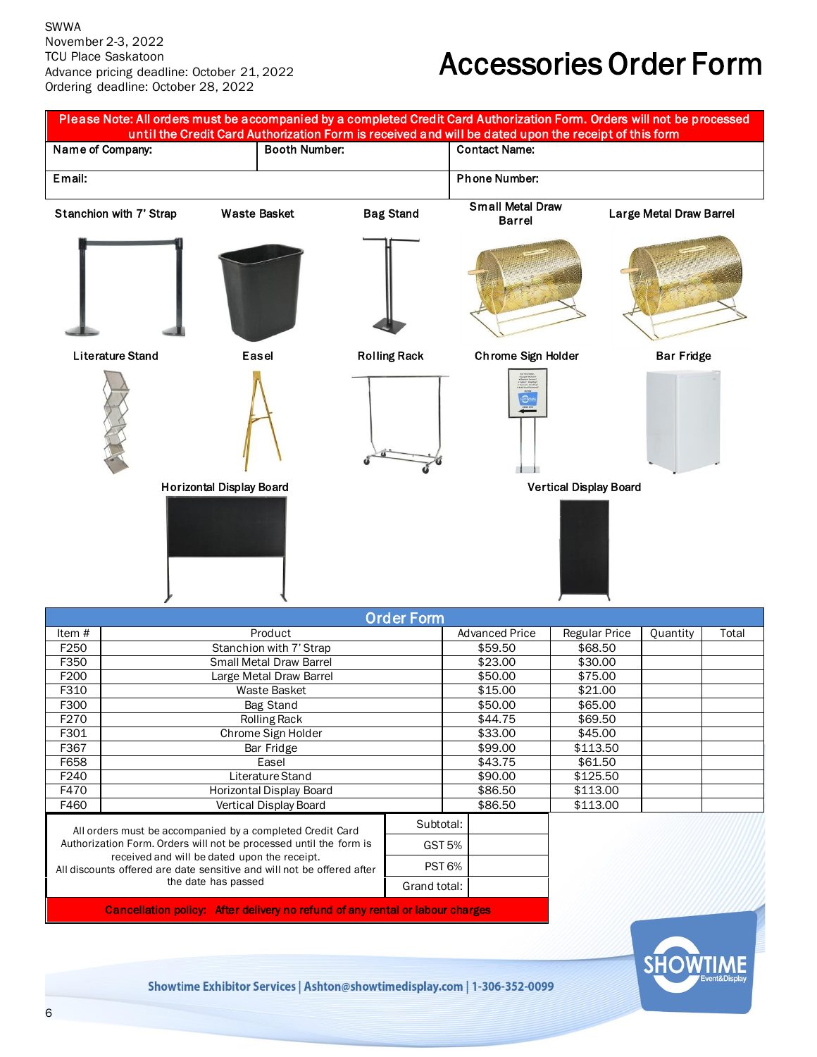SWWA
November 2-3, 2022
TCU Place Saskatoon
Advance pricing deadline: October 21, 2022
Ordering deadline: October 28, 2022

# Accessories Order Form

**Please Note: All orders must be accompanied by a completed Credit Card Authorization Form. Orders will not be processed until the Credit Card Authorization Form is received and will be dated upon the receipt of this form**

| Name of Company: | Booth Number: | Contact Name: |
|---|---|---|
| Email: | | Phone Number: |

Stanchion with 7' Strap | Waste Basket | Bag Stand | Small Metal Draw Barrel | Large Metal Draw Barrel

Literature Stand | Easel | Rolling Rack | Chrome Sign Holder | Bar Fridge

Horizontal Display Board | Vertical Display Board

## Order Form

| Item # | Product | Advanced Price | Regular Price | Quantity | Total |
|---|---|---|---|---|---|
| F250 | Stanchion with 7' Strap | $59.50 | $68.50 | | |
| F350 | Small Metal Draw Barrel | $23.00 | $30.00 | | |
| F200 | Large Metal Draw Barrel | $50.00 | $75.00 | | |
| F310 | Waste Basket | $15.00 | $21.00 | | |
| F300 | Bag Stand | $50.00 | $65.00 | | |
| F270 | Rolling Rack | $44.75 | $69.50 | | |
| F301 | Chrome Sign Holder | $33.00 | $45.00 | | |
| F367 | Bar Fridge | $99.00 | $113.50 | | |
| F658 | Easel | $43.75 | $61.50 | | |
| F240 | Literature Stand | $90.00 | $125.50 | | |
| F470 | Horizontal Display Board | $86.50 | $113.00 | | |
| F460 | Vertical Display Board | $86.50 | $113.00 | | |

All orders must be accompanied by a completed Credit Card Authorization Form. Orders will not be processed until the form is received and will be dated upon the receipt.
All discounts offered are date sensitive and will not be offered after the date has passed

| | |
|---|---|
| Subtotal: | |
| GST 5% | |
| PST 6% | |
| Grand total: | |

**Cancellation policy: After delivery no refund of any rental or labour charges**

Showtime Exhibitor Services | Ashton@showtimedisplay.com | 1-306-352-0099

SHOWTIME Event&Display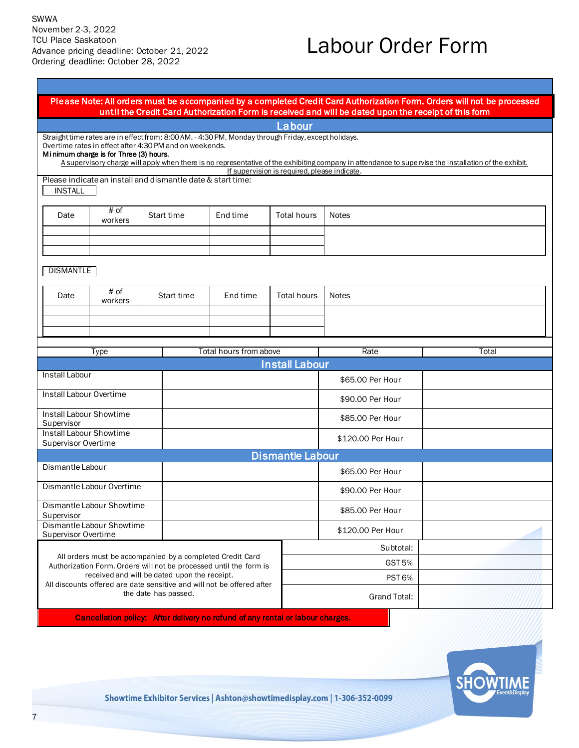SWWA
November 2-3, 2022
TCU Place Saskatoon
Advance pricing deadline: October 21, 2022
Ordering deadline: October 28, 2022

# Labour Order Form

**Please Note: All orders must be accompanied by a completed Credit Card Authorization Form. Orders will not be processed until the Credit Card Authorization Form is received and will be dated upon the receipt of this form**

## Labour

Straight time rates are in effect from: 8:00 AM. - 4:30 PM, Monday through Friday, except holidays.
Overtime rates in effect after 4:30 PM and on weekends.
**Minimum charge is for Three (3) hours.**
A supervisory charge will apply when there is no representative of the exhibiting company in attendance to supervise the installation of the exhibit. If supervision is required, please indicate.

Please indicate an install and dismantle date & start time:

INSTALL

| Date | # of workers | Start time | End time | Total hours | Notes |
|---|---|---|---|---|---|
| | | | | | |
| | | | | | |
| | | | | | |

DISMANTLE

| Date | # of workers | Start time | End time | Total hours | Notes |
|---|---|---|---|---|---|
| | | | | | |
| | | | | | |
| | | | | | |

| Type | Total hours from above | Rate | Total |
|---|---|---|---|
| **Install Labour** | | | |
| Install Labour | | $65.00 Per Hour | |
| Install Labour Overtime | | $90.00 Per Hour | |
| Install Labour Showtime Supervisor | | $85.00 Per Hour | |
| Install Labour Showtime Supervisor Overtime | | $120.00 Per Hour | |
| **Dismantle Labour** | | | |
| Dismantle Labour | | $65.00 Per Hour | |
| Dismantle Labour Overtime | | $90.00 Per Hour | |
| Dismantle Labour Showtime Supervisor | | $85.00 Per Hour | |
| Dismantle Labour Showtime Supervisor Overtime | | $120.00 Per Hour | |

All orders must be accompanied by a completed Credit Card Authorization Form. Orders will not be processed until the form is received and will be dated upon the receipt.
All discounts offered are date sensitive and will not be offered after the date has passed.

| | |
|---|---|
| Subtotal: | |
| GST 5% | |
| PST 6% | |
| Grand Total: | |

**Cancellation policy: After delivery no refund of any rental or labour charges.**

Showtime Exhibitor Services | Ashton@showtimedisplay.com | 1-306-352-0099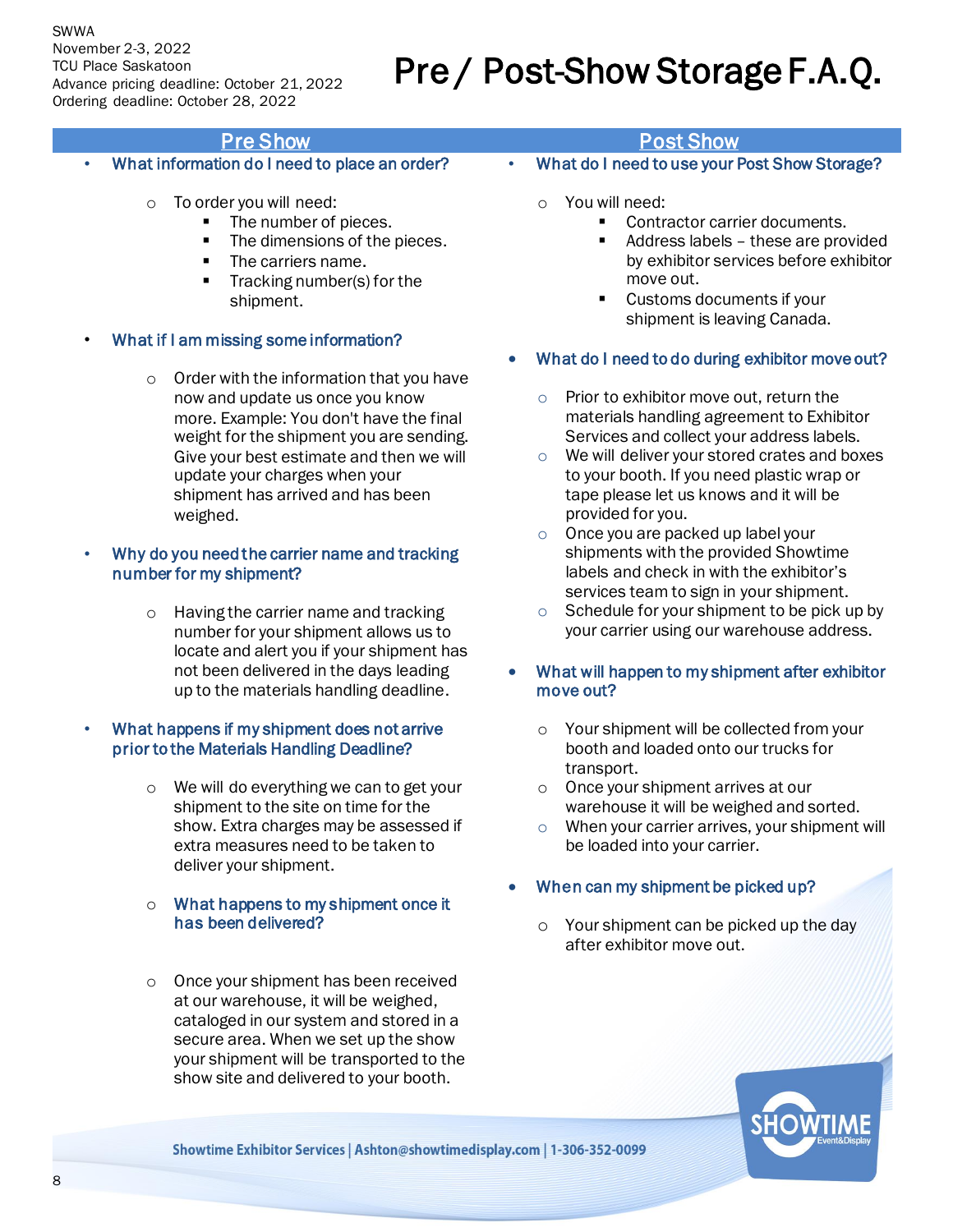SWWA
November 2-3, 2022
TCU Place Saskatoon
Advance pricing deadline: October 21, 2022
Ordering deadline: October 28, 2022

# Pre / Post-Show Storage F.A.Q.

## Pre Show

- **What information do I need to place an order?**
  - To order you will need:
    - The number of pieces.
    - The dimensions of the pieces.
    - The carriers name.
    - Tracking number(s) for the shipment.

- **What if I am missing some information?**
  - Order with the information that you have now and update us once you know more. Example: You don't have the final weight for the shipment you are sending. Give your best estimate and then we will update your charges when your shipment has arrived and has been weighed.

- **Why do you need the carrier name and tracking number for my shipment?**
  - Having the carrier name and tracking number for your shipment allows us to locate and alert you if your shipment has not been delivered in the days leading up to the materials handling deadline.

- **What happens if my shipment does not arrive prior to the Materials Handling Deadline?**
  - We will do everything we can to get your shipment to the site on time for the show. Extra charges may be assessed if extra measures need to be taken to deliver your shipment.
  - **What happens to my shipment once it has been delivered?**
  - Once your shipment has been received at our warehouse, it will be weighed, cataloged in our system and stored in a secure area. When we set up the show your shipment will be transported to the show site and delivered to your booth.

## Post Show

- **What do I need to use your Post Show Storage?**
  - You will need:
    - Contractor carrier documents.
    - Address labels – these are provided by exhibitor services before exhibitor move out.
    - Customs documents if your shipment is leaving Canada.

- **What do I need to do during exhibitor move out?**
  - Prior to exhibitor move out, return the materials handling agreement to Exhibitor Services and collect your address labels.
  - We will deliver your stored crates and boxes to your booth. If you need plastic wrap or tape please let us knows and it will be provided for you.
  - Once you are packed up label your shipments with the provided Showtime labels and check in with the exhibitor's services team to sign in your shipment.
  - Schedule for your shipment to be pick up by your carrier using our warehouse address.

- **What will happen to my shipment after exhibitor move out?**
  - Your shipment will be collected from your booth and loaded onto our trucks for transport.
  - Once your shipment arrives at our warehouse it will be weighed and sorted.
  - When your carrier arrives, your shipment will be loaded into your carrier.

- **When can my shipment be picked up?**
  - Your shipment can be picked up the day after exhibitor move out.

Showtime Exhibitor Services | Ashton@showtimedisplay.com | 1-306-352-0099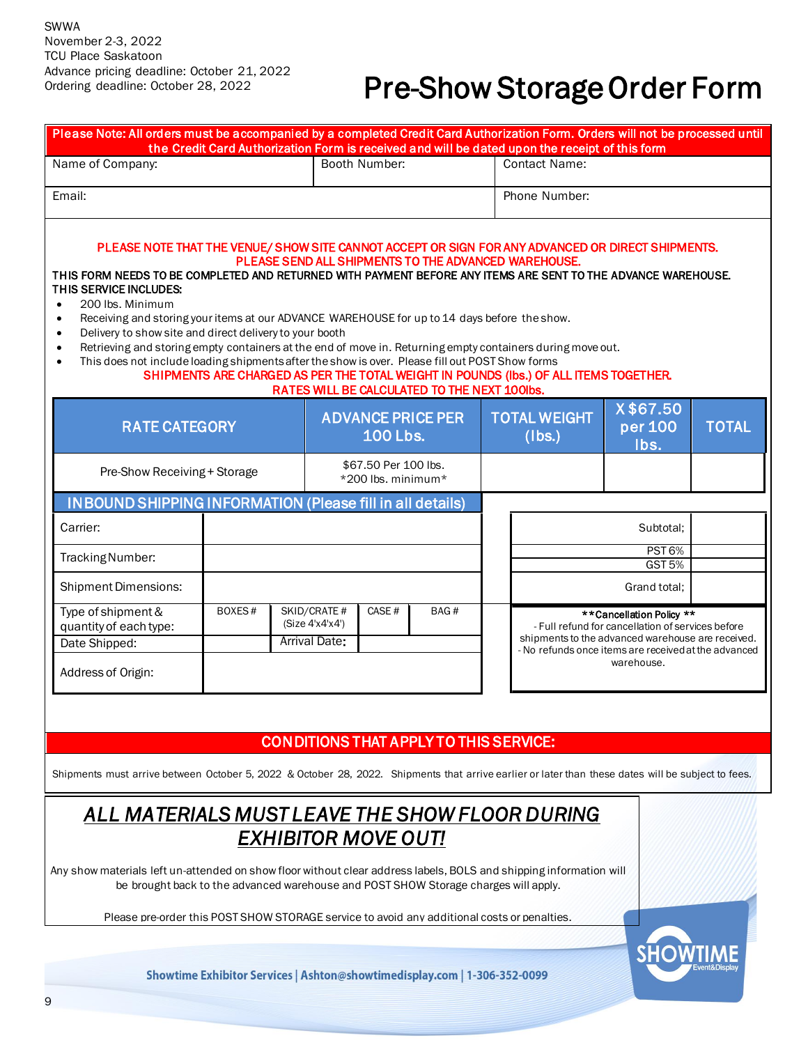SWWA
November 2-3, 2022
TCU Place Saskatoon
Advance pricing deadline: October 21, 2022
Ordering deadline: October 28, 2022

# Pre-Show Storage Order Form

**Please Note: All orders must be accompanied by a completed Credit Card Authorization Form. Orders will not be processed until the Credit Card Authorization Form is received and will be dated upon the receipt of this form**

| Name of Company: | Booth Number: | Contact Name: |
|---|---|---|
| Email: | | Phone Number: |

**PLEASE NOTE THAT THE VENUE/ SHOW SITE CANNOT ACCEPT OR SIGN FOR ANY ADVANCED OR DIRECT SHIPMENTS. PLEASE SEND ALL SHIPMENTS TO THE ADVANCED WAREHOUSE.**

**THIS FORM NEEDS TO BE COMPLETED AND RETURNED WITH PAYMENT BEFORE ANY ITEMS ARE SENT TO THE ADVANCE WAREHOUSE.**

**THIS SERVICE INCLUDES:**

- 200 lbs. Minimum
- Receiving and storing your items at our ADVANCE WAREHOUSE for up to 14 days before the show.
- Delivery to show site and direct delivery to your booth
- Retrieving and storing empty containers at the end of move in. Returning empty containers during move out.
- This does not include loading shipments after the show is over. Please fill out POST Show forms

**SHIPMENTS ARE CHARGED AS PER THE TOTAL WEIGHT IN POUNDS (lbs.) OF ALL ITEMS TOGETHER. RATES WILL BE CALCULATED TO THE NEXT 100lbs.**

| RATE CATEGORY | ADVANCE PRICE PER 100 Lbs. | TOTAL WEIGHT (lbs.) | X $67.50 per 100 lbs. | TOTAL |
|---|---|---|---|---|
| Pre-Show Receiving + Storage | $67.50 Per 100 lbs. *200 lbs. minimum* | | | |

**INBOUND SHIPPING INFORMATION (Please fill in all details)**

| Carrier: | | | | |
|---|---|---|---|---|
| Tracking Number: | | | | |
| Shipment Dimensions: | | | | |
| Type of shipment & quantity of each type: | BOXES # | SKID/CRATE # (Size 4'x4'x4') | CASE # | BAG # |
| Date Shipped: | | Arrival Date: | | |
| Address of Origin: | | | | |

| | |
|---|---|
| Subtotal; | |
| PST 6% | |
| GST 5% | |
| Grand total; | |

**Cancellation Policy**
- Full refund for cancellation of services before shipments to the advanced warehouse are received.
- No refunds once items are received at the advanced warehouse.

## CONDITIONS THAT APPLY TO THIS SERVICE:

Shipments must arrive between October 5, 2022 & October 28, 2022. Shipments that arrive earlier or later than these dates will be subject to fees.

## ***ALL MATERIALS MUST LEAVE THE SHOW FLOOR DURING EXHIBITOR MOVE OUT!***

Any show materials left un-attended on show floor without clear address labels, BOLS and shipping information will be brought back to the advanced warehouse and POST SHOW Storage charges will apply.

Please pre-order this POST SHOW STORAGE service to avoid any additional costs or penalties.

Showtime Exhibitor Services | Ashton@showtimedisplay.com | 1-306-352-0099

SHOWTIME Event&Display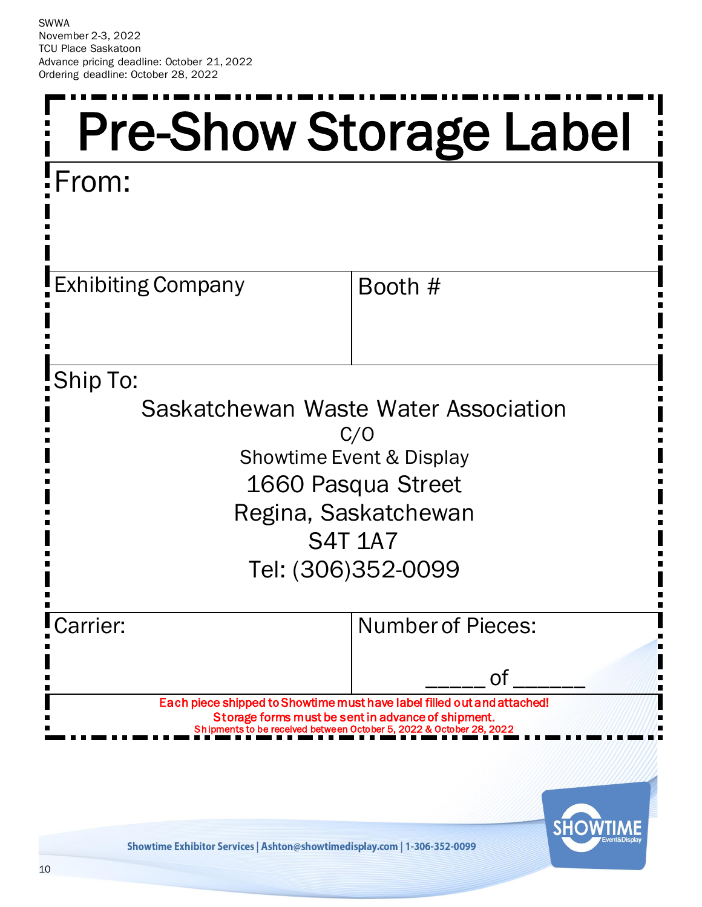SWWA
November 2-3, 2022
TCU Place Saskatoon
Advance pricing deadline: October 21, 2022
Ordering deadline: October 28, 2022

# Pre-Show Storage Label

**From:**

| Exhibiting Company | Booth # |
|---|---|
| | |

**Ship To:**

Saskatchewan Waste Water Association
C/O
Showtime Event & Display
1660 Pasqua Street
Regina, Saskatchewan
S4T 1A7
Tel: (306)352-0099

| Carrier: | Number of Pieces: |
|---|---|
| | _____ of ______ |

**Each piece shipped to Showtime must have label filled out and attached!**
**Storage forms must be sent in advance of shipment.**
**Shipments to be received between October 5, 2022 & October 28, 2022**

Showtime Exhibitor Services | Ashton@showtimedisplay.com | 1-306-352-0099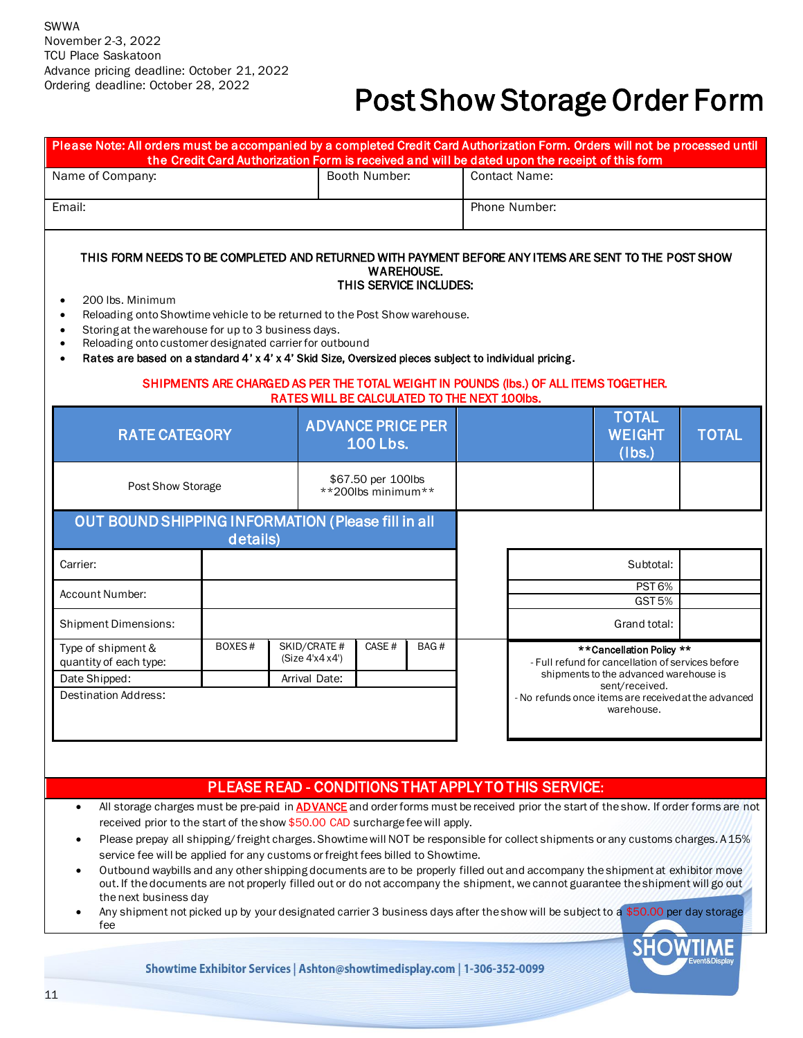SWWA
November 2-3, 2022
TCU Place Saskatoon
Advance pricing deadline: October 21, 2022
Ordering deadline: October 28, 2022

# Post Show Storage Order Form

**Please Note: All orders must be accompanied by a completed Credit Card Authorization Form. Orders will not be processed until the Credit Card Authorization Form is received and will be dated upon the receipt of this form**

| Name of Company: | Booth Number: | Contact Name: |
|---|---|---|
| Email: | | Phone Number: |

**THIS FORM NEEDS TO BE COMPLETED AND RETURNED WITH PAYMENT BEFORE ANY ITEMS ARE SENT TO THE POST SHOW WAREHOUSE.**
**THIS SERVICE INCLUDES:**

- 200 lbs. Minimum
- Reloading onto Showtime vehicle to be returned to the Post Show warehouse.
- Storing at the warehouse for up to 3 business days.
- Reloading onto customer designated carrier for outbound
- **Rates are based on a standard 4' x 4' x 4' Skid Size, Oversized pieces subject to individual pricing.**

**SHIPMENTS ARE CHARGED AS PER THE TOTAL WEIGHT IN POUNDS (lbs.) OF ALL ITEMS TOGETHER. RATES WILL BE CALCULATED TO THE NEXT 100lbs.**

| RATE CATEGORY | ADVANCE PRICE PER 100 Lbs. | | TOTAL WEIGHT (lbs.) | TOTAL |
|---|---|---|---|---|
| Post Show Storage | $67.50 per 100lbs **200lbs minimum** | | | |

**OUT BOUND SHIPPING INFORMATION (Please fill in all details)**

| Carrier: | | | | |
|---|---|---|---|---|
| Account Number: | | | | |
| Shipment Dimensions: | | | | |
| Type of shipment & quantity of each type: | BOXES # | SKID/CRATE # (Size 4'x4'x4') | CASE # | BAG # |
| Date Shipped: | | Arrival Date: | | |
| Destination Address: | | | | |

| | |
|---|---|
| Subtotal: | |
| PST 6% | |
| GST 5% | |
| Grand total: | |

**Cancellation Policy**
- Full refund for cancellation of services before shipments to the advanced warehouse is sent/received.
- No refunds once items are received at the advanced warehouse.

## PLEASE READ - CONDITIONS THAT APPLY TO THIS SERVICE:

- All storage charges must be pre-paid in **ADVANCE** and order forms must be received prior the start of the show. If order forms are not received prior to the start of the show $50.00 CAD surcharge fee will apply.
- Please prepay all shipping/ freight charges. Showtime will NOT be responsible for collect shipments or any customs charges. A 15% service fee will be applied for any customs or freight fees billed to Showtime.
- Outbound waybills and any other shipping documents are to be properly filled out and accompany the shipment at exhibitor move out. If the documents are not properly filled out or do not accompany the shipment, we cannot guarantee the shipment will go out the next business day
- Any shipment not picked up by your designated carrier 3 business days after the show will be subject to a $50.00 per day storage fee

Showtime Exhibitor Services | Ashton@showtimedisplay.com | 1-306-352-0099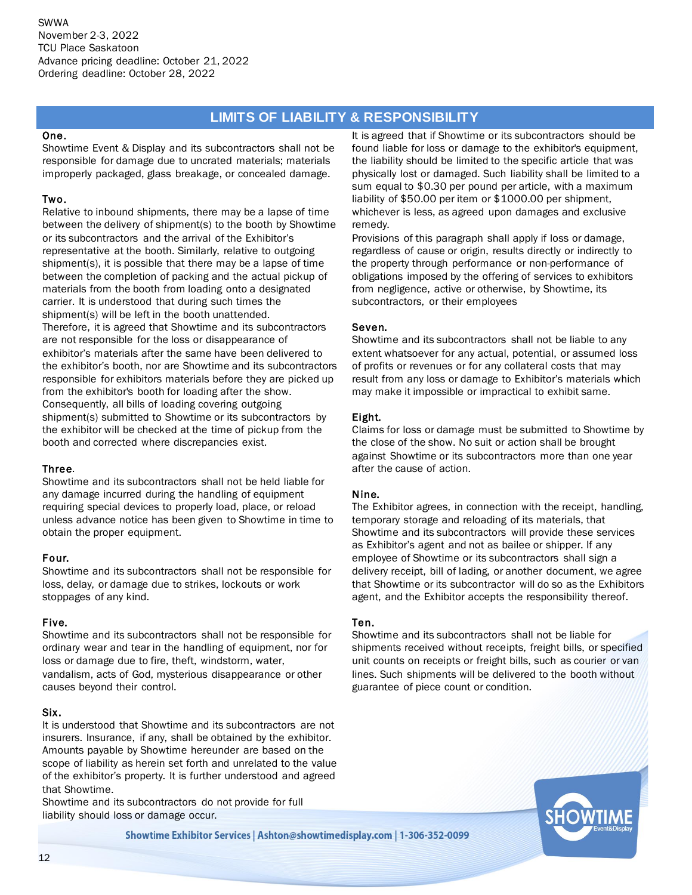SWWA
November 2-3, 2022
TCU Place Saskatoon
Advance pricing deadline: October 21, 2022
Ordering deadline: October 28, 2022

## LIMITS OF LIABILITY & RESPONSIBILITY

**One.**
Showtime Event & Display and its subcontractors shall not be responsible for damage due to uncrated materials; materials improperly packaged, glass breakage, or concealed damage.

**Two.**
Relative to inbound shipments, there may be a lapse of time between the delivery of shipment(s) to the booth by Showtime or its subcontractors and the arrival of the Exhibitor's representative at the booth. Similarly, relative to outgoing shipment(s), it is possible that there may be a lapse of time between the completion of packing and the actual pickup of materials from the booth from loading onto a designated carrier. It is understood that during such times the shipment(s) will be left in the booth unattended.
Therefore, it is agreed that Showtime and its subcontractors are not responsible for the loss or disappearance of exhibitor's materials after the same have been delivered to the exhibitor's booth, nor are Showtime and its subcontractors responsible for exhibitors materials before they are picked up from the exhibitor's booth for loading after the show.
Consequently, all bills of loading covering outgoing shipment(s) submitted to Showtime or its subcontractors by the exhibitor will be checked at the time of pickup from the booth and corrected where discrepancies exist.

**Three.**
Showtime and its subcontractors shall not be held liable for any damage incurred during the handling of equipment requiring special devices to properly load, place, or reload unless advance notice has been given to Showtime in time to obtain the proper equipment.

**Four.**
Showtime and its subcontractors shall not be responsible for loss, delay, or damage due to strikes, lockouts or work stoppages of any kind.

**Five.**
Showtime and its subcontractors shall not be responsible for ordinary wear and tear in the handling of equipment, nor for loss or damage due to fire, theft, windstorm, water, vandalism, acts of God, mysterious disappearance or other causes beyond their control.

**Six.**
It is understood that Showtime and its subcontractors are not insurers. Insurance, if any, shall be obtained by the exhibitor. Amounts payable by Showtime hereunder are based on the scope of liability as herein set forth and unrelated to the value of the exhibitor's property. It is further understood and agreed that Showtime.
Showtime and its subcontractors do not provide for full liability should loss or damage occur.
It is agreed that if Showtime or its subcontractors should be found liable for loss or damage to the exhibitor's equipment, the liability should be limited to the specific article that was physically lost or damaged. Such liability shall be limited to a sum equal to $0.30 per pound per article, with a maximum liability of $50.00 per item or $1000.00 per shipment, whichever is less, as agreed upon damages and exclusive remedy.
Provisions of this paragraph shall apply if loss or damage, regardless of cause or origin, results directly or indirectly to the property through performance or non-performance of obligations imposed by the offering of services to exhibitors from negligence, active or otherwise, by Showtime, its subcontractors, or their employees

**Seven.**
Showtime and its subcontractors shall not be liable to any extent whatsoever for any actual, potential, or assumed loss of profits or revenues or for any collateral costs that may result from any loss or damage to Exhibitor's materials which may make it impossible or impractical to exhibit same.

**Eight.**
Claims for loss or damage must be submitted to Showtime by the close of the show. No suit or action shall be brought against Showtime or its subcontractors more than one year after the cause of action.

**Nine.**
The Exhibitor agrees, in connection with the receipt, handling, temporary storage and reloading of its materials, that Showtime and its subcontractors will provide these services as Exhibitor's agent and not as bailee or shipper. If any employee of Showtime or its subcontractors shall sign a delivery receipt, bill of lading, or another document, we agree that Showtime or its subcontractor will do so as the Exhibitors agent, and the Exhibitor accepts the responsibility thereof.

**Ten.**
Showtime and its subcontractors shall not be liable for shipments received without receipts, freight bills, or specified unit counts on receipts or freight bills, such as courier or van lines. Such shipments will be delivered to the booth without guarantee of piece count or condition.

Showtime Exhibitor Services | Ashton@showtimedisplay.com | 1-306-352-0099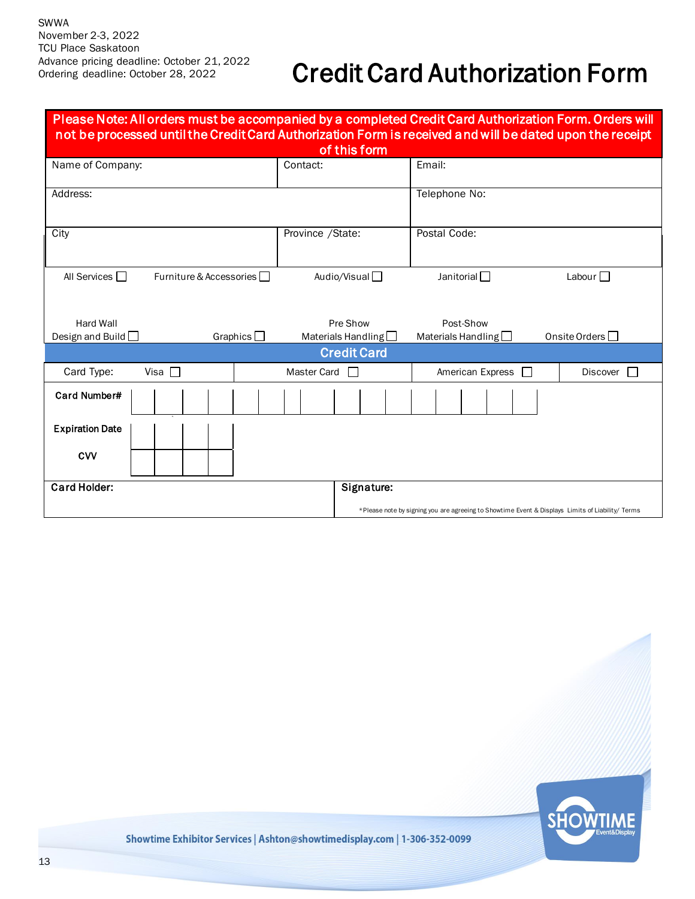SWWA
November 2-3, 2022
TCU Place Saskatoon
Advance pricing deadline: October 21, 2022
Ordering deadline: October 28, 2022

# Credit Card Authorization Form

**Please Note: All orders must be accompanied by a completed Credit Card Authorization Form. Orders will not be processed until the Credit Card Authorization Form is received and will be dated upon the receipt of this form**

| | | |
|---|---|---|
| Name of Company: | Contact: | Email: |
| Address: | | Telephone No: |
| City | Province /State: | Postal Code: |

All Services ☐ Furniture & Accessories ☐ Audio/Visual ☐ Janitorial ☐ Labour ☐

Hard Wall Design and Build ☐ Graphics ☐ Pre Show Materials Handling ☐ Post-Show Materials Handling ☐ Onsite Orders ☐

## Credit Card

| | | | |
|---|---|---|---|
| Card Type: Visa ☐ | Master Card ☐ | American Express ☐ | Discover ☐ |

**Card Number#**

**Expiration Date**

**CVV**

| | |
|---|---|
| **Card Holder:** | **Signature:** |

*Please note by signing you are agreeing to Showtime Event & Displays Limits of Liability/ Terms

Showtime Exhibitor Services | Ashton@showtimedisplay.com | 1-306-352-0099